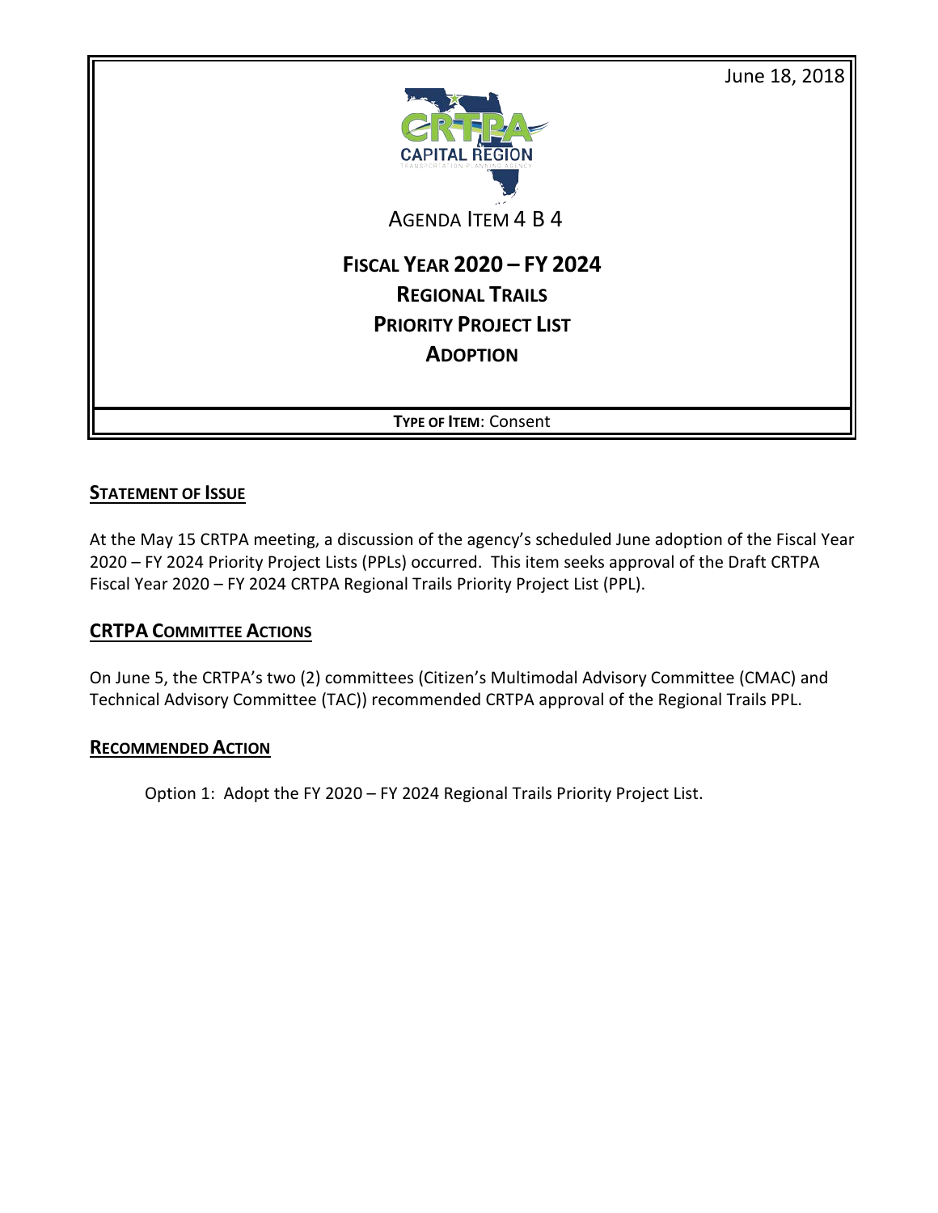June 18, 2018

CRTPA
CAPITAL REGION
TRANSPORTATION PLANNING AGENCY

AGENDA ITEM 4 B 4

# FISCAL YEAR 2020 – FY 2024
# REGIONAL TRAILS
# PRIORITY PROJECT LIST
# ADOPTION

**TYPE OF ITEM**: Consent

## STATEMENT OF ISSUE

At the May 15 CRTPA meeting, a discussion of the agency's scheduled June adoption of the Fiscal Year 2020 – FY 2024 Priority Project Lists (PPLs) occurred. This item seeks approval of the Draft CRTPA Fiscal Year 2020 – FY 2024 CRTPA Regional Trails Priority Project List (PPL).

## CRTPA COMMITTEE ACTIONS

On June 5, the CRTPA's two (2) committees (Citizen's Multimodal Advisory Committee (CMAC) and Technical Advisory Committee (TAC)) recommended CRTPA approval of the Regional Trails PPL.

## RECOMMENDED ACTION

Option 1: Adopt the FY 2020 – FY 2024 Regional Trails Priority Project List.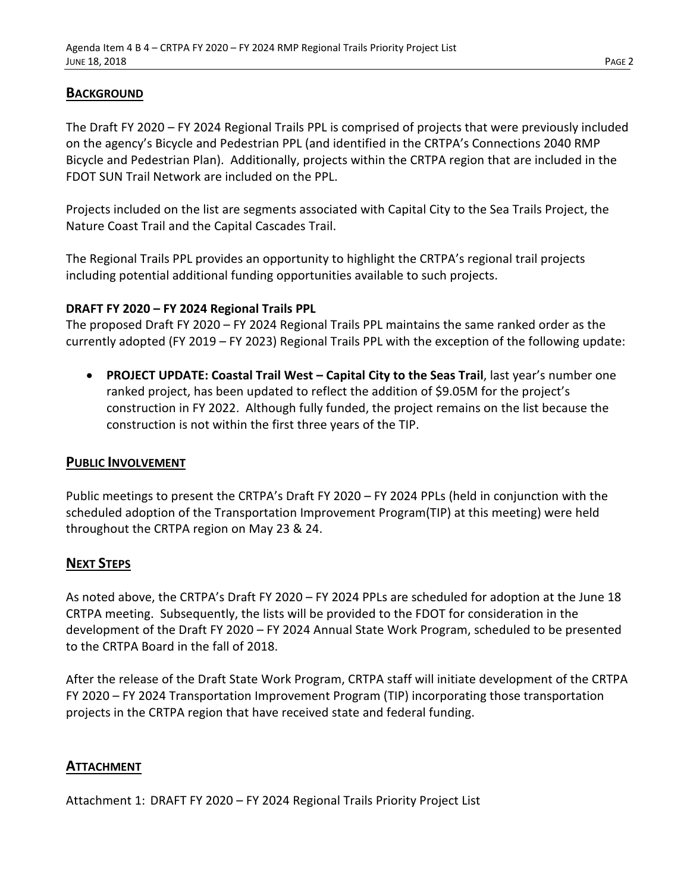## Background

The Draft FY 2020 – FY 2024 Regional Trails PPL is comprised of projects that were previously included on the agency's Bicycle and Pedestrian PPL (and identified in the CRTPA's Connections 2040 RMP Bicycle and Pedestrian Plan). Additionally, projects within the CRTPA region that are included in the FDOT SUN Trail Network are included on the PPL.

Projects included on the list are segments associated with Capital City to the Sea Trails Project, the Nature Coast Trail and the Capital Cascades Trail.

The Regional Trails PPL provides an opportunity to highlight the CRTPA's regional trail projects including potential additional funding opportunities available to such projects.

**DRAFT FY 2020 – FY 2024 Regional Trails PPL**

The proposed Draft FY 2020 – FY 2024 Regional Trails PPL maintains the same ranked order as the currently adopted (FY 2019 – FY 2023) Regional Trails PPL with the exception of the following update:

- **PROJECT UPDATE: Coastal Trail West – Capital City to the Seas Trail**, last year's number one ranked project, has been updated to reflect the addition of $9.05M for the project's construction in FY 2022. Although fully funded, the project remains on the list because the construction is not within the first three years of the TIP.

## Public Involvement

Public meetings to present the CRTPA's Draft FY 2020 – FY 2024 PPLs (held in conjunction with the scheduled adoption of the Transportation Improvement Program(TIP) at this meeting) were held throughout the CRTPA region on May 23 & 24.

## Next Steps

As noted above, the CRTPA's Draft FY 2020 – FY 2024 PPLs are scheduled for adoption at the June 18 CRTPA meeting. Subsequently, the lists will be provided to the FDOT for consideration in the development of the Draft FY 2020 – FY 2024 Annual State Work Program, scheduled to be presented to the CRTPA Board in the fall of 2018.

After the release of the Draft State Work Program, CRTPA staff will initiate development of the CRTPA FY 2020 – FY 2024 Transportation Improvement Program (TIP) incorporating those transportation projects in the CRTPA region that have received state and federal funding.

## Attachment

Attachment 1: DRAFT FY 2020 – FY 2024 Regional Trails Priority Project List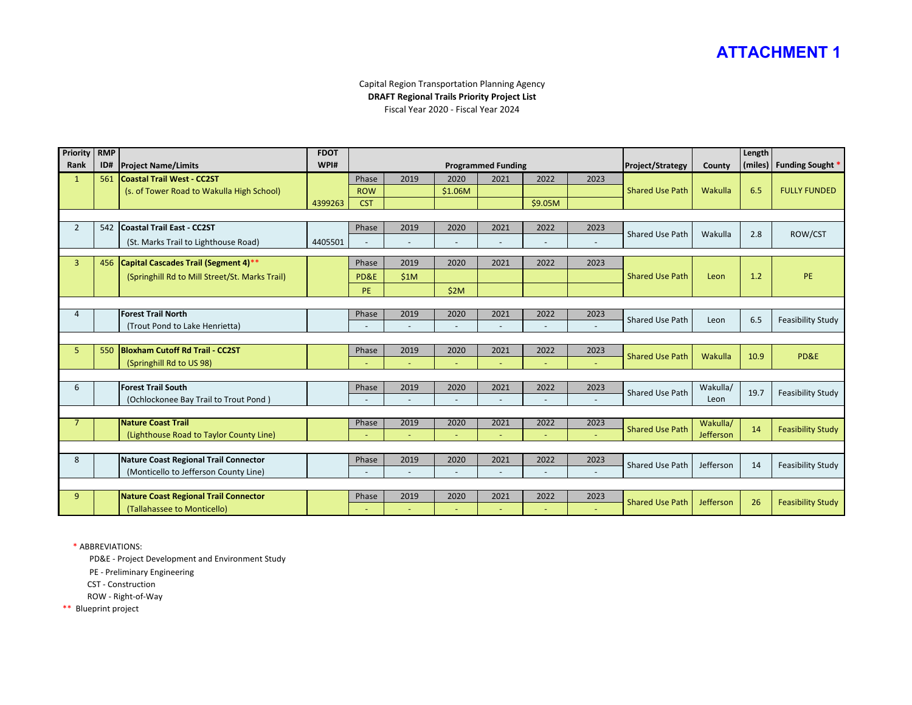# ATTACHMENT 1

Capital Region Transportation Planning Agency
**DRAFT Regional Trails Priority Project List**
Fiscal Year 2020 - Fiscal Year 2024

| Priority Rank | RMP ID# | Project Name/Limits | FDOT WPI# | Phase | 2019 | 2020 | 2021 | 2022 | 2023 | Project/Strategy | County | Length (miles) | Funding Sought * |
|---|---|---|---|---|---|---|---|---|---|---|---|---|---|
| 1 | 561 | **Coastal Trail West - CC2ST** (s. of Tower Road to Wakulla High School) | | ROW | | $1.06M | | | | Shared Use Path | Wakulla | 6.5 | FULLY FUNDED |
| | | | 4399263 | CST | | | | $9.05M | | | | | |
| 2 | 542 | **Coastal Trail East - CC2ST** (St. Marks Trail to Lighthouse Road) | 4405501 | - | - | - | - | - | - | Shared Use Path | Wakulla | 2.8 | ROW/CST |
| 3 | 456 | **Capital Cascades Trail (Segment 4)**** (Springhill Rd to Mill Street/St. Marks Trail) | | PD&E | $1M | | | | | Shared Use Path | Leon | 1.2 | PE |
| | | | | PE | | $2M | | | | | | | |
| 4 | | **Forest Trail North** (Trout Pond to Lake Henrietta) | | - | - | - | - | - | - | Shared Use Path | Leon | 6.5 | Feasibility Study |
| 5 | 550 | **Bloxham Cutoff Rd Trail - CC2ST** (Springhill Rd to US 98) | | - | - | - | - | - | - | Shared Use Path | Wakulla | 10.9 | PD&E |
| 6 | | **Forest Trail South** (Ochlockonee Bay Trail to Trout Pond ) | | - | - | - | - | - | - | Shared Use Path | Wakulla/ Leon | 19.7 | Feasibility Study |
| 7 | | **Nature Coast Trail** (Lighthouse Road to Taylor County Line) | | - | - | - | - | - | - | Shared Use Path | Wakulla/ Jefferson | 14 | Feasibility Study |
| 8 | | **Nature Coast Regional Trail Connector** (Monticello to Jefferson County Line) | | - | - | - | - | - | - | Shared Use Path | Jefferson | 14 | Feasibility Study |
| 9 | | **Nature Coast Regional Trail Connector** (Tallahassee to Monticello) | | - | - | - | - | - | - | Shared Use Path | Jefferson | 26 | Feasibility Study |

\* ABBREVIATIONS:
- PD&E - Project Development and Environment Study
- PE - Preliminary Engineering
- CST - Construction
- ROW - Right-of-Way

** Blueprint project